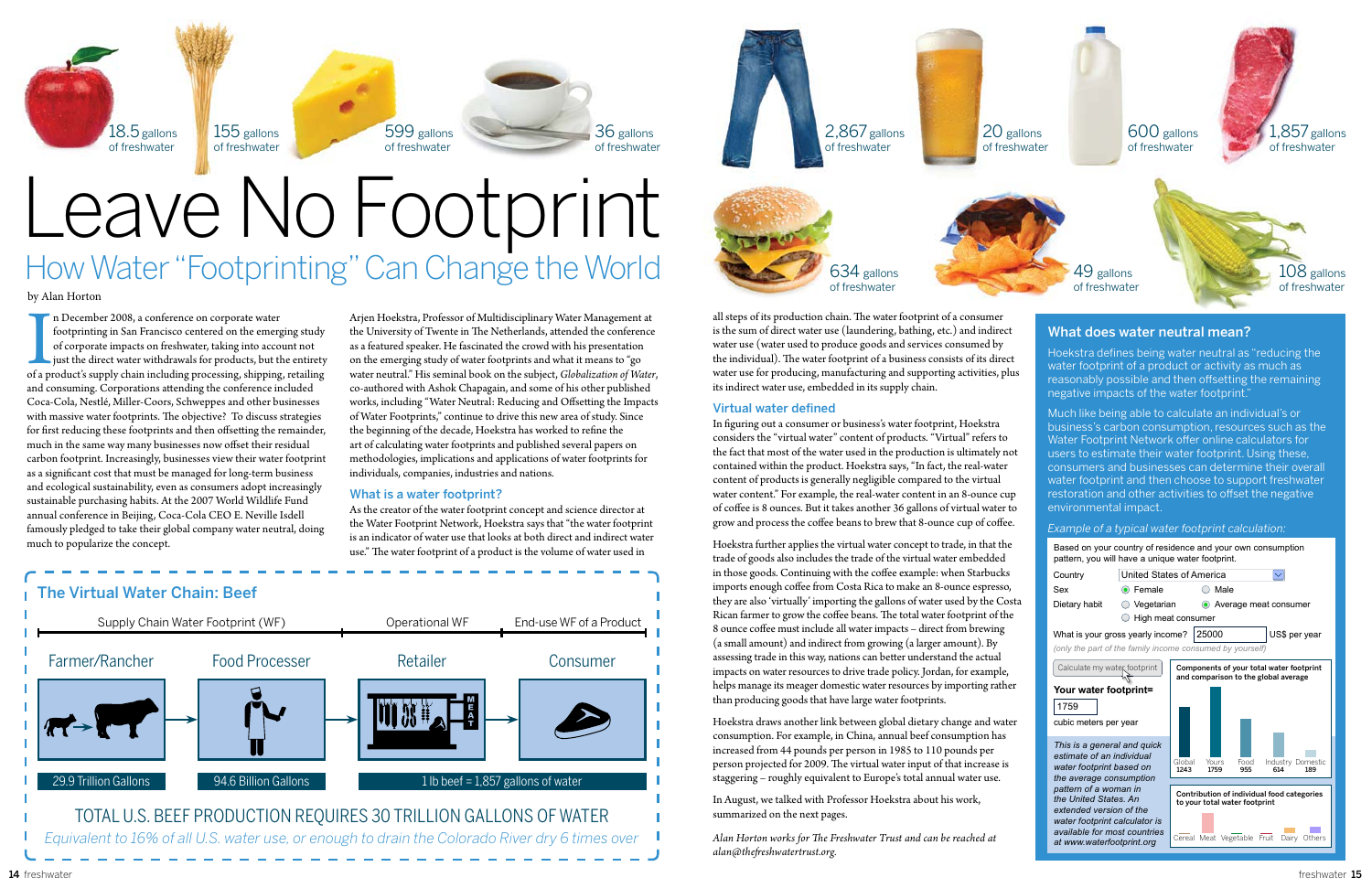18.5 gallons of freshwater

155 gallons of freshwater

599 gallons of freshwater

36 gallons of freshwater

2,867 gallons of freshwater

20 gallons of freshwater

600 gallons of freshwater

1,857 gallons of freshwater

634 gallons of freshwater

49 gallons of freshwater

108 gallons of freshwater

# Leave No Footprint

## How Water "Footprinting" Can Change the World

by Alan Horton

In December 2008, a conference on corporate water footprinting in San Francisco centered on the emerging study of corporate impacts on freshwater, taking into account not just the direct water withdrawals for products, but the entirety of a product's supply chain including processing, shipping, retailing and consuming. Corporations attending the conference included Coca-Cola, Nestlé, Miller-Coors, Schweppes and other businesses with massive water footprints. The objective? To discuss strategies for first reducing these footprints and then offsetting the remainder, much in the same way many businesses now offset their residual carbon footprint. Increasingly, businesses view their water footprint as a significant cost that must be managed for long-term business and ecological sustainability, even as consumers adopt increasingly sustainable purchasing habits. At the 2007 World Wildlife Fund annual conference in Beijing, Coca-Cola CEO E. Neville Isdell famously pledged to take their global company water neutral, doing much to popularize the concept.

Arjen Hoekstra, Professor of Multidisciplinary Water Management at the University of Twente in The Netherlands, attended the conference as a featured speaker. He fascinated the crowd with his presentation on the emerging study of water footprints and what it means to "go water neutral." His seminal book on the subject, *Globalization of Water*, co-authored with Ashok Chapagain, and some of his other published works, including "Water Neutral: Reducing and Offsetting the Impacts of Water Footprints," continue to drive this new area of study. Since the beginning of the decade, Hoekstra has worked to refine the art of calculating water footprints and published several papers on methodologies, implications and applications of water footprints for individuals, companies, industries and nations.

### What is a water footprint?

As the creator of the water footprint concept and science director at the Water Footprint Network, Hoekstra says that "the water footprint is an indicator of water use that looks at both direct and indirect water use." The water footprint of a product is the volume of water used in all steps of its production chain. The water footprint of a consumer is the sum of direct water use (laundering, bathing, etc.) and indirect water use (water used to produce goods and services consumed by the individual). The water footprint of a business consists of its direct water use for producing, manufacturing and supporting activities, plus its indirect water use, embedded in its supply chain.

### Virtual water defined

In figuring out a consumer or business's water footprint, Hoekstra considers the "virtual water" content of products. "Virtual" refers to the fact that most of the water used in the production is ultimately not contained within the product. Hoekstra says, "In fact, the real-water content of products is generally negligible compared to the virtual water content." For example, the real water content in an 8-ounce cup of coffee is 8 ounces. But it takes another 36 gallons of virtual water to grow and process the coffee beans to brew that 8-ounce cup of coffee.

Hoekstra further applies the virtual water concept to trade, in that the trade of goods also includes the trade of the virtual water embedded in those goods. Continuing with the coffee example: when Starbucks imports enough coffee from Costa Rica to make an 8-ounce espresso, they are also 'virtually' importing the gallons of water used by the Costa Rican farmer to grow the coffee beans. The total water footprint of the 8 ounce coffee must include all water impacts – direct from brewing (a small amount) and indirect from growing (a larger amount). By assessing trade in this way, nations can better understand the actual impacts on water resources to drive trade policy. Jordan, for example, helps manage its meager domestic water resources by importing rather than producing goods that have large water footprints.

Hoekstra draws another link between global dietary change and water consumption. For example, in China, annual beef consumption has increased from 44 pounds per person in 1985 to 110 pounds per person projected for 2009. The virtual water input of that increase is staggering – roughly equivalent to Europe's total annual water use.

In August, we talked with Professor Hoekstra about his work, summarized on the next pages.

*Alan Horton works for The Freshwater Trust and can be reached at alan@thefreshwatertrust.org.*

### The Virtual Water Chain: Beef

| Supply Chain Water Footprint (WF) | | Operational WF | End-use WF of a Product |
|---|---|---|---|
| Farmer/Rancher | Food Processer | Retailer | Consumer |
| 29.9 Trillion Gallons | 94.6 Billion Gallons | 1 lb beef = 1,857 gallons of water | |

TOTAL U.S. BEEF PRODUCTION REQUIRES 30 TRILLION GALLONS OF WATER

*Equivalent to 16% of all U.S. water use, or enough to drain the Colorado River dry 6 times over*

### What does water neutral mean?

Hoekstra defines being water neutral as "reducing the water footprint of a product or activity as much as reasonably possible and then offsetting the remaining negative impacts of the water footprint."

Much like being able to calculate an individual's or business's carbon consumption, resources such as the Water Footprint Network offer online calculators for users to estimate their water footprint. Using these, consumers and businesses can determine their overall water footprint and then choose to support freshwater restoration and other activities to offset the negative environmental impact.

*Example of a typical water footprint calculation:*

Based on your country of residence and your own consumption pattern, you will have a unique water footprint.

Country: United States of America

Sex: (•) Female ( ) Male

Dietary habit: ( ) Vegetarian (•) Average meat consumer ( ) High meat consumer

What is your gross yearly income? 25000 US$ per year

*(only the part of the family income consumed by yourself)*

Calculate my water footprint

**Your water footprint=** 1759 cubic meters per year

*This is a general and quick estimate of an individual water footprint based on the average consumption pattern of a woman in the United States. An extended version of the water footprint calculator is available for most countries at www.waterfootprint.org*

Components of your total water footprint and comparison to the global average

| Global | Yours | Food | Industry | Domestic |
|---|---|---|---|---|
| 1243 | 1759 | 955 | 614 | 189 |

Contribution of individual food categories to your total water footprint

Cereal, Meat, Vegetable, Fruit, Dairy, Others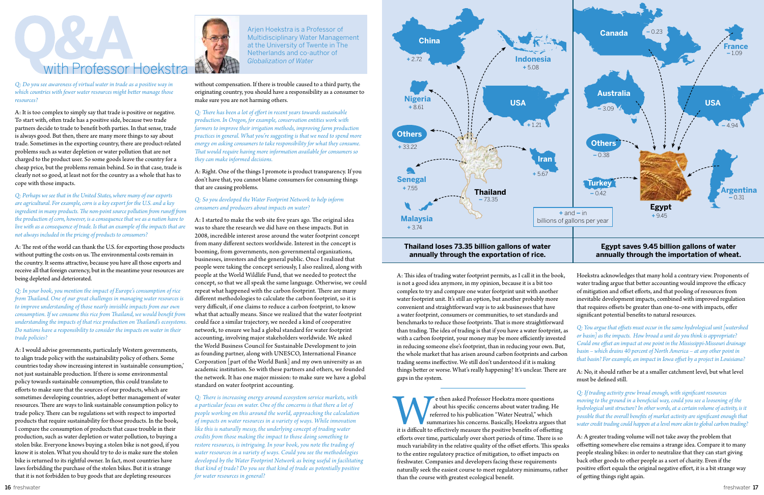# Q&A with Professor Hoekstra

Arjen Hoekstra is a Professor of Multidisciplinary Water Management at the University of Twente in The Netherlands and co-author of *Globalization of Water*

*Q: Do you see awareness of virtual water in trade as a positive way in which countries with fewer water resources might better manage those resources?*

A: It is too complex to simply say that trade is positive or negative. To start with, often trade has a positive side, because two trade partners decide to trade to benefit both parties. In that sense, trade is always good. But then, there are many more things to say about trade. Sometimes in the exporting country, there are product-related problems such as water depletion or water pollution that are not charged to the product user. So some goods leave the country for a cheap price, but the problems remain behind. So in that case, trade is clearly not so good, at least not for the country as a whole that has to cope with those impacts.

*Q: Perhaps we see that in the United States, where many of our exports are agricultural. For example, corn is a key export for the U.S. and a key ingredient in many products. The non-point source pollution from runoff from the production of corn, however, is a consequence that we as a nation have to live with as a consequence of trade. Is that an example of the impacts that are not always included in the pricing of products to consumers?*

A: The rest of the world can thank the U.S. for exporting those products without putting the costs on us. The environmental costs remain in the country. It seems attractive, because you have all those exports and receive all that foreign currency, but in the meantime your resources are being depleted and deteriorated.

*Q: In your book, you mention the impact of Europe's consumption of rice from Thailand. One of our great challenges in managing water resources is to improve understanding of those nearly invisible impacts from our own consumption. If we consume this rice from Thailand, we would benefit from understanding the impacts of that rice production on Thailand's ecosystems. Do nations have a responsibility to consider the impacts on water in their trade policies?*

A: I would advise governments, particularly Western governments, to align trade policy with the sustainability policy of others. Some countries today show increasing interest in 'sustainable consumption,' not just sustainable production. If there is some environmental policy towards sustainable consumption, this could translate to efforts to make sure that the sources of our products, which are sometimes developing countries, adopt better management of water resources. There are ways to link sustainable consumption policy to trade policy. There can be regulations set with respect to imported products that require sustainability for those products. In the book, I compare the consumption of products that cause trouble in their production, such as water depletion or water pollution, to buying a stolen bike. Everyone knows buying a stolen bike is not good, if you know it is stolen. What you should try to do is make sure the stolen bike is returned to its rightful owner. In fact, most countries have laws forbidding the purchase of the stolen bikes. But it is strange that it is not forbidden to buy goods that are depleting resources without compensation. If there is trouble caused to a third party, the originating country, you should have a responsibility as a consumer to make sure you are not harming others.

*Q: There has been a lot of effort in recent years towards sustainable production. In Oregon, for example, conservation entities work with farmers to improve their irrigation methods, improving farm production practices in general. What you're suggesting is that we need to spend more energy on asking consumers to take responsibility for what they consume. That would require having more information available for consumers so they can make informed decisions.*

A: Right. One of the things I promote is product transparency. If you don't have that, you cannot blame consumers for consuming things that are causing problems.

*Q: So you developed the Water Footprint Network to help inform consumers and producers about impacts on water?*

A: I started to make the web site five years ago. The original idea was to share the research we did have on these impacts. But in 2008, incredible interest arose around the water footprint concept from many different sectors worldwide. Interest in the concept is booming, from governments, non-governmental organizations, businesses, investors and the general public. Once I realized that people were taking the concept seriously, I also realized, along with people at the World Wildlife Fund, that we needed to protect the concept, so that we all speak the same language. Otherwise, we could repeat what happened with the carbon footprint. There are many different methodologies to calculate the carbon footprint, so it is very difficult, if one claims to reduce a carbon footprint, to know what that actually means. Since we realized that the water footprint could face a similar trajectory, we needed a kind of cooperative network, to ensure we had a global standard for water footprint accounting, involving major stakeholders worldwide. We asked the World Business Council for Sustainable Development to join as founding partner, along with UNESCO, International Finance Corporation [part of the World Bank] and my own university as an academic institution. So with these partners and others, we founded the network. It has one major mission: to make sure we have a global standard on water footprint accounting.

*Q: There is increasing energy around ecosystem service markets, with a particular focus on water. One of the concerns is that there a lot of people working on this around the world, approaching the calculation of impacts on water resources in a variety of ways. While innovation like this is naturally messy, the underlying concept of trading water credits from those making the impact to those doing something to restore resources, is intriguing. In your book, you note the trading of water resources in a variety of ways. Could you see the methodologies developed by the Water Footprint Network as being useful in facilitating that kind of trade? Do you see that kind of trade as potentially positive for water resources in general?*

Thailand: − 73.35 (exports to China + 2.72, Indonesia + 5.08, Nigeria + 8.61, USA + 1.21, Others + 33.22, Iran + 5.67, Senegal + 7.55, Malaysia + 3.74)

Egypt: + 9.45 (imports from Canada − 0.23, France − 1.09, Australia − 3.09, USA − 4.94, Others − 0.38, Turkey − 0.42, Argentina − 0.31)

+ and − in billions of gallons per year

**Thailand loses 73.35 billion gallons of water annually through the exportation of rice.**

**Egypt saves 9.45 billion gallons of water annually through the importation of wheat.**

A: This idea of trading water footprint permits, as I call it in the book, is not a good idea anymore, in my opinion, because it is a bit too complex to try and compare one water footprint unit with another water footprint unit. It's still an option, but another probably more convenient and straightforward way is to ask businesses that have a water footprint, consumers or communities, to set standards and benchmarks to reduce those footprints. That is more straightforward than trading. The idea of trading is that if you have a water footprint, as with a carbon footprint, your money may be more efficiently invested in reducing someone else's footprint, than in reducing your own. But, the whole market that has arisen around carbon footprints and carbon trading seems ineffective. We still don't understand if it is making things better or worse. What's really happening? It's unclear. There are gaps in the system.

We then asked Professor Hoekstra more questions about his specific concerns about water trading. He referred to his publication "Water Neutral," which summarizes his concerns. Basically, Hoekstra argues that it is difficult to effectively measure the positive benefits of offsetting efforts over time, particularly over short periods of time. There is so much variability in the relative quality of the offset efforts. This speaks to the entire regulatory practice of mitigation, to offset impacts on freshwater. Companies and developers facing these requirements naturally seek the easiest course to meet regulatory minimums, rather than the course with greatest ecological benefit.

Hoekstra acknowledges that many hold a contrary view. Proponents of water trading argue that better accounting would improve the efficacy of mitigation and offset efforts, and that pooling of resources from inevitable development impacts, combined with improved regulation that requires offsets be greater than one-to-one with impacts, offer significant potential benefits to natural resources.

*Q: You argue that offsets must occur in the same hydrological unit [watershed or basin] as the impacts. How broad a unit do you think is appropriate? Could one offset an impact at one point in the Mississippi-Missouri drainage basin – which drains 40 percent of North America – at any other point in that basin? For example, an impact in Iowa offset by a project in Louisiana?*

A: No, it should rather be at a smaller catchment level, but what level must be defined still.

*Q: If trading activity grew broad enough, with significant resources moving to the ground in a beneficial way, could you see a loosening of the hydrological unit structure? In other words, at a certain volume of activity, is it possible that the overall benefits of market activity are significant enough that water credit trading could happen at a level more akin to global carbon trading?*

A: A greater trading volume will not take away the problem that offsetting somewhere else remains a strange idea. Compare it to many people stealing bikes: in order to neutralize that they can start giving back other goods to other people as a sort of charity. Even if the positive effort equals the original negative effort, it is a bit strange way of getting things right again.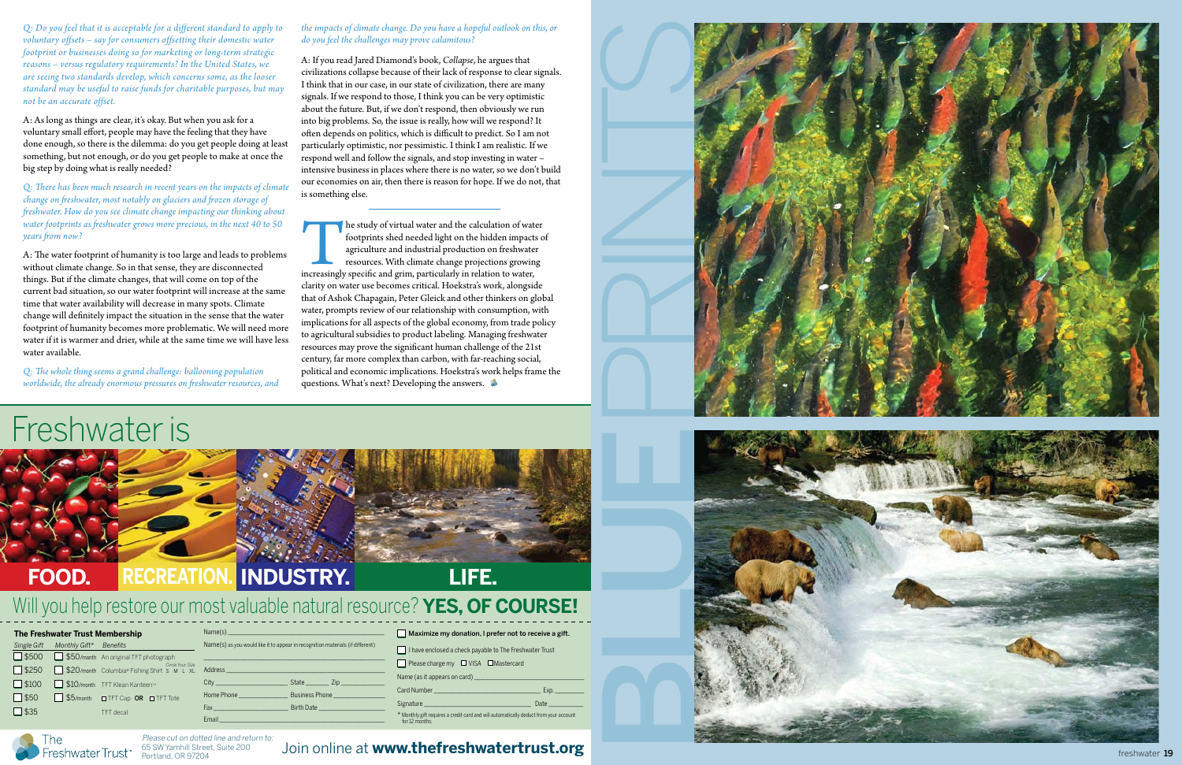*Q: Do you feel that it is acceptable for a different standard to apply to voluntary offsets – say for consumers offsetting their domestic water footprint or businesses doing so for marketing or long-term strategic reasons – versus regulatory requirements? In the United States, we are seeing two standards develop, which concerns some, as the looser standard may be useful to raise funds for charitable purposes, but may not be an accurate offset.*

A: As long as things are clear, it's okay. But when you ask for a voluntary small effort, people may have the feeling that they have done enough, so there is the dilemma: do you get people doing at least something, but not enough, or do you get people to make at once the big step by doing what is really needed?

*Q: There has been much research in recent years on the impacts of climate change on freshwater, most notably on glaciers and frozen storage of freshwater. How do you see climate change impacting our thinking about water footprints as freshwater grows more precious, in the next 40 to 50 years from now?*

A: The water footprint of humanity is too large and leads to problems without climate change. So in that sense, they are disconnected things. But if the climate changes, that will come on top of the current bad situation, so our water footprint will increase at the same time that water availability will decrease in many spots. Climate change will definitely impact the situation in the sense that the water footprint of humanity becomes more problematic. We will need more water if it is warmer and drier, while at the same time we will have less water available.

*Q: The whole thing seems a grand challenge: ballooning population worldwide, the already enormous pressures on freshwater resources, and the impacts of climate change. Do you have a hopeful outlook on this, or do you feel the challenges may prove calamitous?*

A: If you read Jared Diamond's book, *Collapse*, he argues that civilizations collapse because of their lack of response to clear signals. I think that in our case, in our state of civilization, there are many signals. If we respond to those, I think you can be very optimistic about the future. But, if we don't respond, then obviously we run into big problems. So, the issue is really, how will we respond? It often depends on politics, which is difficult to predict. So I am not particularly optimistic, nor pessimistic. I think I am realistic. If we respond well and follow the signals, and stop investing in water–intensive business in places where there is no water, so we don't build our economies on air, then there is reason for hope. If we do not, that is something else.

---

The study of virtual water and the calculation of water footprints shed needed light on the hidden impacts of agriculture and industrial production on freshwater resources. With climate change projections growing increasingly specific and grim, particularly in relation to water, clarity on water use becomes critical. Hoekstra's work, alongside that of Ashok Chapagain, Peter Gleick and other thinkers on global water, prompts review of our relationship with consumption, with implications for all aspects of the global economy, from trade policy to agricultural subsidies to product labeling. Managing freshwater resources may prove the significant human challenge of the 21st century, far more complex than carbon, with far-reaching social, political and economic implications. Hoekstra's work helps frame the questions. What's next? Developing the answers.

BLUEPRINTS

# Freshwater is

**FOOD. RECREATION. INDUSTRY. LIFE.**

## Will you help restore our most valuable natural resource? **YES, OF COURSE!**

**The Freshwater Trust Membership**

| Single Gift | Monthly Gift* | Benefits |
|---|---|---|
| ☐ $500 | ☐ $50/month | An original TFT photograph |
| ☐ $250 | ☐ $20/month | Columbia® Fishing Shirt (Circle Your Size) S M L XL |
| ☐ $100 | ☐ $10/month | TFT Klean Kanteen™ |
| ☐ $50 | ☐ $5/month | ☐ TFT Cap **OR** ☐ TFT Tote |
| ☐ $35 | | TFT decal |

Name(s) \_\_\_\_\_\_\_\_\_\_\_\_\_\_\_\_
Name(s) as you would like it to appear in recognition materials (if different)
\_\_\_\_\_\_\_\_\_\_\_\_\_\_\_\_
Address \_\_\_\_\_\_\_\_\_\_\_\_\_\_\_\_
City \_\_\_\_\_\_ State \_\_\_\_\_\_ Zip \_\_\_\_\_\_
Home Phone \_\_\_\_\_\_ Business Phone \_\_\_\_\_\_
Fax \_\_\_\_\_\_ Birth Date \_\_\_\_\_\_
Email \_\_\_\_\_\_\_\_\_\_\_\_\_\_\_\_

☐ **Maximize my donation, I prefer not to receive a gift.**

☐ I have enclosed a check payable to The Freshwater Trust

☐ Please charge my ☐ VISA ☐ Mastercard

Name (as it appears on card) \_\_\_\_\_\_\_\_\_\_\_\_\_\_\_\_
Card Number \_\_\_\_\_\_\_\_\_\_\_\_ Exp. \_\_\_\_\_\_
Signature \_\_\_\_\_\_\_\_\_\_\_\_ Date \_\_\_\_\_\_

* Monthly gift requires a credit card and will automatically deduct from your account for 12 months.

The Freshwater Trust®

*Please cut on dotted line and return to:*
65 SW Yamhill Street, Suite 200
Portland, OR 97204

Join online at **www.thefreshwatertrust.org**